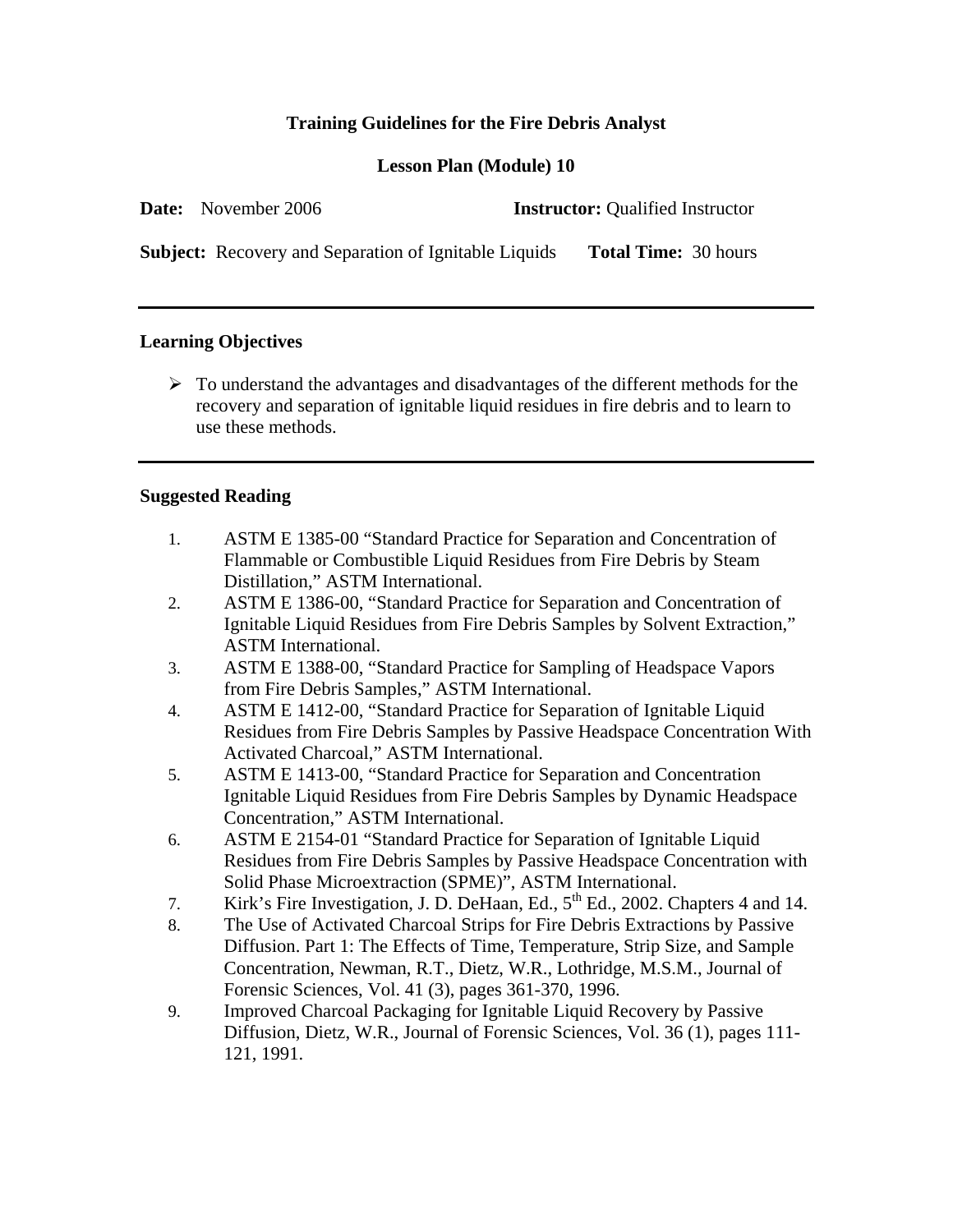# Training Guidelines for the Fire Debris Analyst

## Lesson Plan (Module) 10

**Date:** November 2006 **Instructor:** Qualified Instructor

**Subject:** Recovery and Separation of Ignitable Liquids **Total Time:** 30 hours

---

### Learning Objectives

- To understand the advantages and disadvantages of the different methods for the recovery and separation of ignitable liquid residues in fire debris and to learn to use these methods.

---

### Suggested Reading

1. ASTM E 1385-00 "Standard Practice for Separation and Concentration of Flammable or Combustible Liquid Residues from Fire Debris by Steam Distillation," ASTM International.
2. ASTM E 1386-00, "Standard Practice for Separation and Concentration of Ignitable Liquid Residues from Fire Debris Samples by Solvent Extraction," ASTM International.
3. ASTM E 1388-00, "Standard Practice for Sampling of Headspace Vapors from Fire Debris Samples," ASTM International.
4. ASTM E 1412-00, "Standard Practice for Separation of Ignitable Liquid Residues from Fire Debris Samples by Passive Headspace Concentration With Activated Charcoal," ASTM International.
5. ASTM E 1413-00, "Standard Practice for Separation and Concentration Ignitable Liquid Residues from Fire Debris Samples by Dynamic Headspace Concentration," ASTM International.
6. ASTM E 2154-01 "Standard Practice for Separation of Ignitable Liquid Residues from Fire Debris Samples by Passive Headspace Concentration with Solid Phase Microextraction (SPME)", ASTM International.
7. Kirk's Fire Investigation, J. D. DeHaan, Ed., 5th Ed., 2002. Chapters 4 and 14.
8. The Use of Activated Charcoal Strips for Fire Debris Extractions by Passive Diffusion. Part 1: The Effects of Time, Temperature, Strip Size, and Sample Concentration, Newman, R.T., Dietz, W.R., Lothridge, M.S.M., Journal of Forensic Sciences, Vol. 41 (3), pages 361-370, 1996.
9. Improved Charcoal Packaging for Ignitable Liquid Recovery by Passive Diffusion, Dietz, W.R., Journal of Forensic Sciences, Vol. 36 (1), pages 111-121, 1991.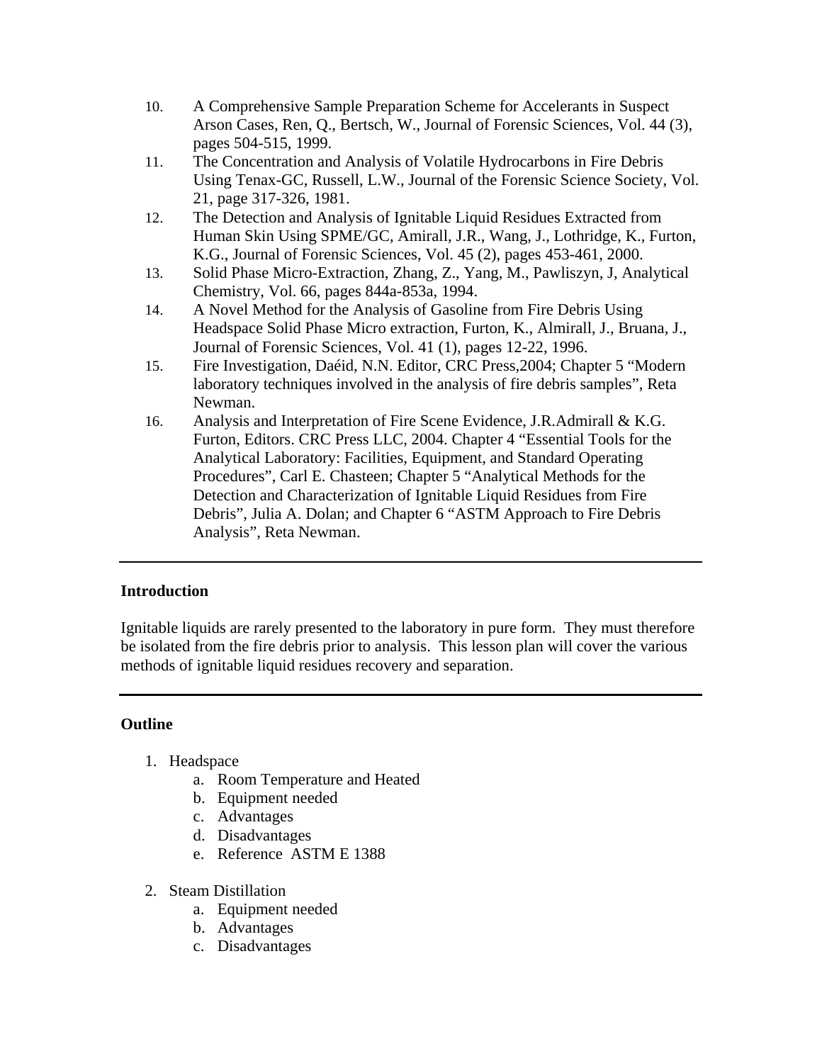10. A Comprehensive Sample Preparation Scheme for Accelerants in Suspect Arson Cases, Ren, Q., Bertsch, W., Journal of Forensic Sciences, Vol. 44 (3), pages 504-515, 1999.
11. The Concentration and Analysis of Volatile Hydrocarbons in Fire Debris Using Tenax-GC, Russell, L.W., Journal of the Forensic Science Society, Vol. 21, page 317-326, 1981.
12. The Detection and Analysis of Ignitable Liquid Residues Extracted from Human Skin Using SPME/GC, Amirall, J.R., Wang, J., Lothridge, K., Furton, K.G., Journal of Forensic Sciences, Vol. 45 (2), pages 453-461, 2000.
13. Solid Phase Micro-Extraction, Zhang, Z., Yang, M., Pawliszyn, J, Analytical Chemistry, Vol. 66, pages 844a-853a, 1994.
14. A Novel Method for the Analysis of Gasoline from Fire Debris Using Headspace Solid Phase Micro extraction, Furton, K., Almirall, J., Bruana, J., Journal of Forensic Sciences, Vol. 41 (1), pages 12-22, 1996.
15. Fire Investigation, Daéid, N.N. Editor, CRC Press,2004; Chapter 5 "Modern laboratory techniques involved in the analysis of fire debris samples", Reta Newman.
16. Analysis and Interpretation of Fire Scene Evidence, J.R.Admirall & K.G. Furton, Editors. CRC Press LLC, 2004. Chapter 4 "Essential Tools for the Analytical Laboratory: Facilities, Equipment, and Standard Operating Procedures", Carl E. Chasteen; Chapter 5 "Analytical Methods for the Detection and Characterization of Ignitable Liquid Residues from Fire Debris", Julia A. Dolan; and Chapter 6 "ASTM Approach to Fire Debris Analysis", Reta Newman.

---

**Introduction**

Ignitable liquids are rarely presented to the laboratory in pure form. They must therefore be isolated from the fire debris prior to analysis. This lesson plan will cover the various methods of ignitable liquid residues recovery and separation.

---

**Outline**

1. Headspace
    a. Room Temperature and Heated
    b. Equipment needed
    c. Advantages
    d. Disadvantages
    e. Reference ASTM E 1388

2. Steam Distillation
    a. Equipment needed
    b. Advantages
    c. Disadvantages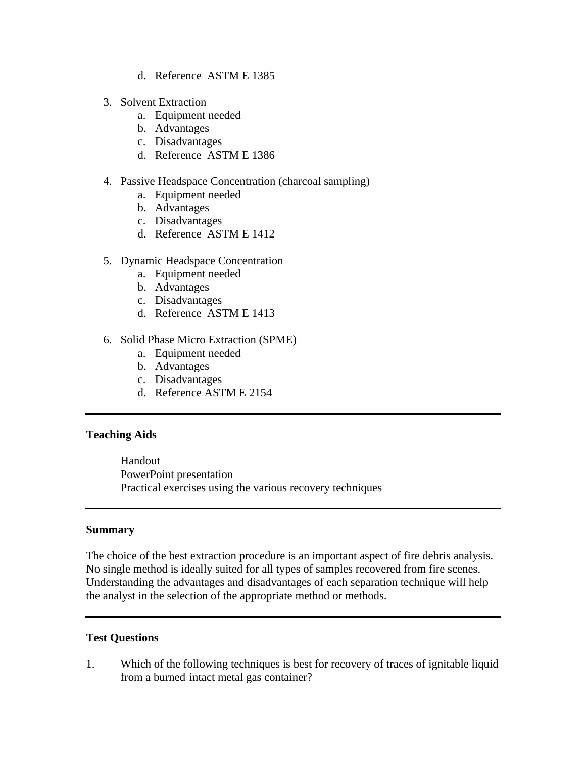d. Reference  ASTM E 1385

3. Solvent Extraction
   a. Equipment needed
   b. Advantages
   c. Disadvantages
   d. Reference  ASTM E 1386

4. Passive Headspace Concentration (charcoal sampling)
   a. Equipment needed
   b. Advantages
   c. Disadvantages
   d. Reference  ASTM E 1412

5. Dynamic Headspace Concentration
   a. Equipment needed
   b. Advantages
   c. Disadvantages
   d. Reference  ASTM E 1413

6. Solid Phase Micro Extraction (SPME)
   a. Equipment needed
   b. Advantages
   c. Disadvantages
   d. Reference ASTM E 2154

---

**Teaching Aids**

Handout
PowerPoint presentation
Practical exercises using the various recovery techniques

---

**Summary**

The choice of the best extraction procedure is an important aspect of fire debris analysis. No single method is ideally suited for all types of samples recovered from fire scenes. Understanding the advantages and disadvantages of each separation technique will help the analyst in the selection of the appropriate method or methods.

---

**Test Questions**

1. Which of the following techniques is best for recovery of traces of ignitable liquid from a burned intact metal gas container?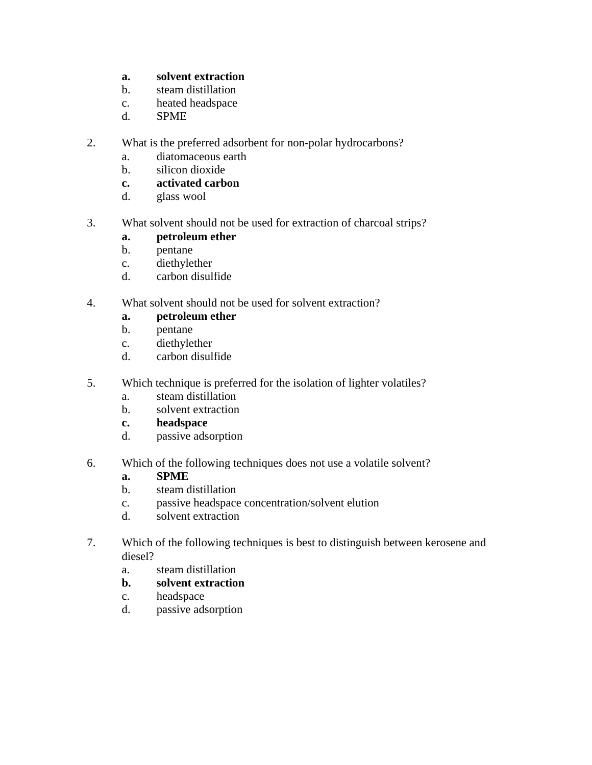- **a. solvent extraction**
   - b. steam distillation
   - c. heated headspace
   - d. SPME

2. What is the preferred adsorbent for non-polar hydrocarbons?
   - a. diatomaceous earth
   - b. silicon dioxide
   - **c. activated carbon**
   - d. glass wool

3. What solvent should not be used for extraction of charcoal strips?
   - **a. petroleum ether**
   - b. pentane
   - c. diethylether
   - d. carbon disulfide

4. What solvent should not be used for solvent extraction?
   - **a. petroleum ether**
   - b. pentane
   - c. diethylether
   - d. carbon disulfide

5. Which technique is preferred for the isolation of lighter volatiles?
   - a. steam distillation
   - b. solvent extraction
   - **c. headspace**
   - d. passive adsorption

6. Which of the following techniques does not use a volatile solvent?
   - **a. SPME**
   - b. steam distillation
   - c. passive headspace concentration/solvent elution
   - d. solvent extraction

7. Which of the following techniques is best to distinguish between kerosene and diesel?
   - a. steam distillation
   - **b. solvent extraction**
   - c. headspace
   - d. passive adsorption